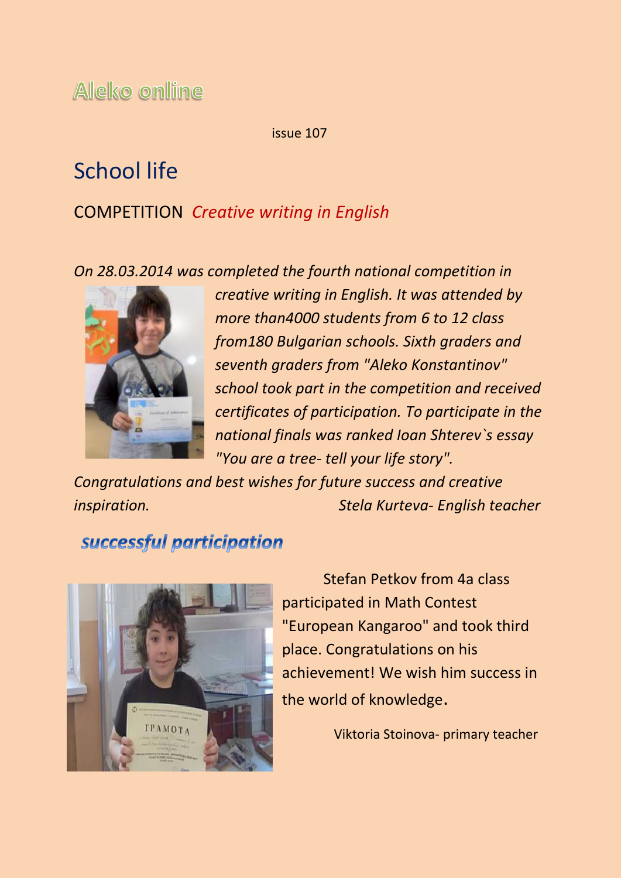# Aleko online

issue 107

## School life

### COMPETITION *Creative writing in English*

*On 28.03.2014 was completed the fourth national competition in creative writing in English. It was attended by more than4000 students from 6 to 12 class from180 Bulgarian schools. Sixth graders and seventh graders from "Aleko Konstantinov" school took part in the competition and received certificates of participation. To participate in the national finals was ranked Ioan Shterev`s essay "You are a tree- tell your life story".*

*Congratulations and best wishes for future success and creative inspiration.*

*Stela Kurteva- English teacher*

### *successful participation*

Stefan Petkov from 4a class participated in Math Contest "European Kangaroo" and took third place. Congratulations on his achievement! We wish him success in the world of knowledge.

Viktoria Stoinova- primary teacher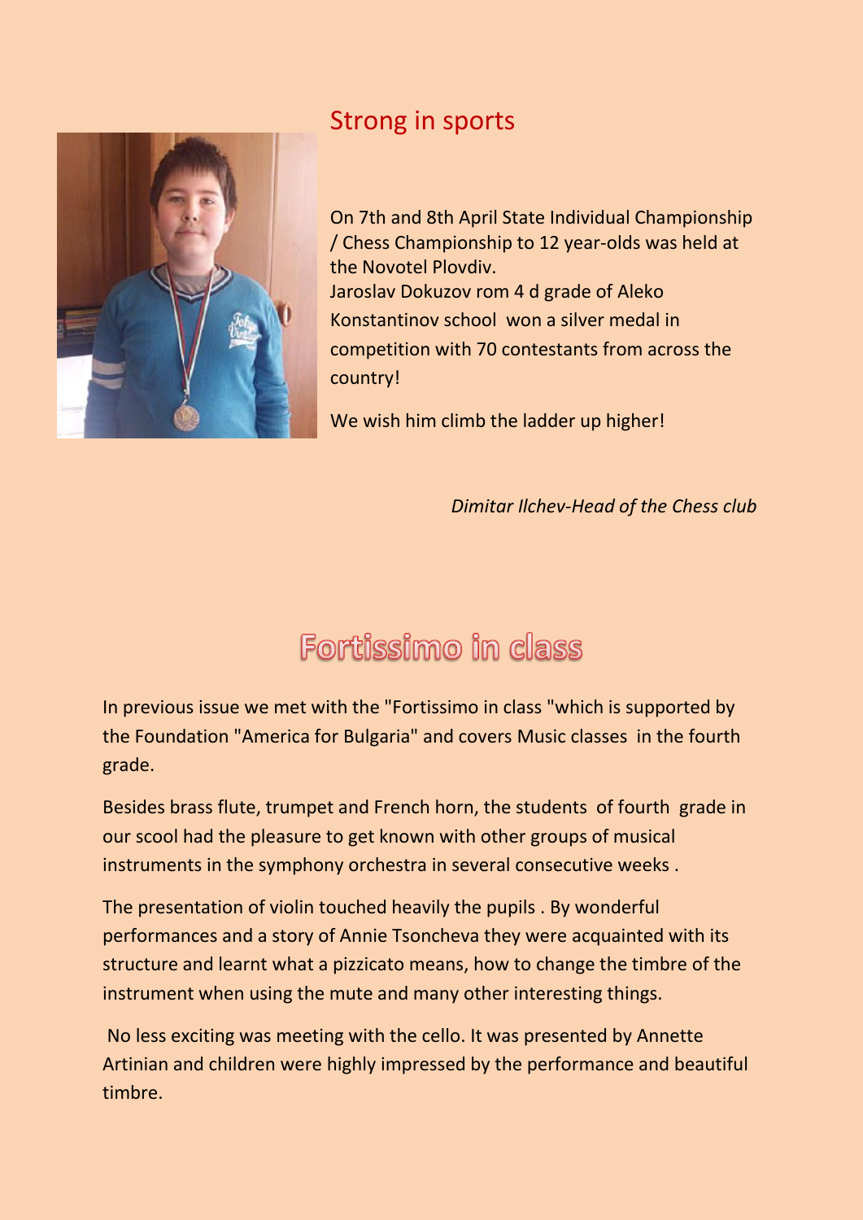## Strong in sports

On 7th and 8th April State Individual Championship / Chess Championship to 12 year-olds was held at the Novotel Plovdiv.
Jaroslav Dokuzov rom 4 d grade of Aleko Konstantinov school won a silver medal in competition with 70 contestants from across the country!

We wish him climb the ladder up higher!

*Dimitar Ilchev-Head of the Chess club*

## Fortissimo in class

In previous issue we met with the "Fortissimo in class "which is supported by the Foundation "America for Bulgaria" and covers Music classes in the fourth grade.

Besides brass flute, trumpet and French horn, the students of fourth grade in our scool had the pleasure to get known with other groups of musical instruments in the symphony orchestra in several consecutive weeks .

The presentation of violin touched heavily the pupils . By wonderful performances and a story of Annie Tsoncheva they were acquainted with its structure and learnt what a pizzicato means, how to change the timbre of the instrument when using the mute and many other interesting things.

No less exciting was meeting with the cello. It was presented by Annette Artinian and children were highly impressed by the performance and beautiful timbre.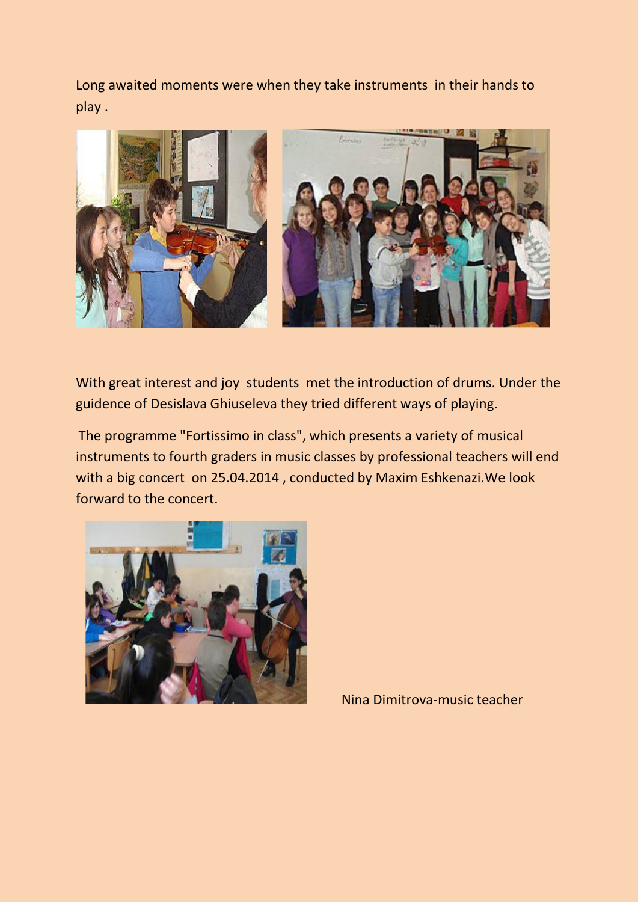Long awaited moments were when they take instruments in their hands to play .

With great interest and joy students met the introduction of drums. Under the guidence of Desislava Ghiuseleva they tried different ways of playing.

The programme "Fortissimo in class", which presents a variety of musical instruments to fourth graders in music classes by professional teachers will end with a big concert on 25.04.2014 , conducted by Maxim Eshkenazi.We look forward to the concert.

Nina Dimitrova-music teacher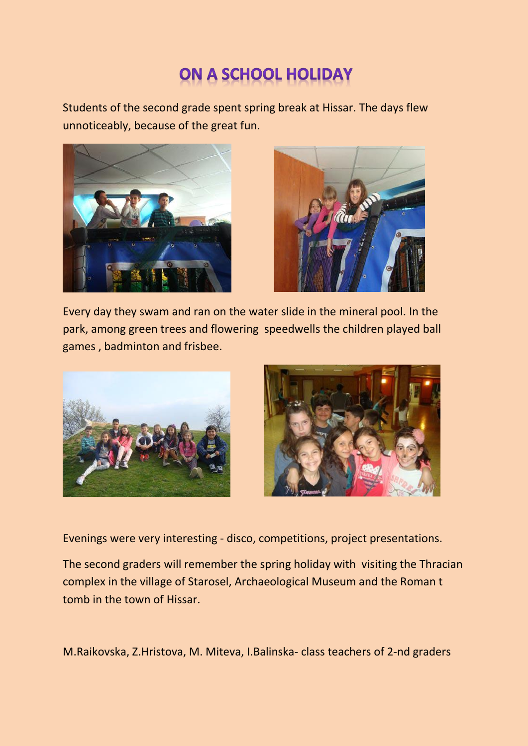# ON A SCHOOL HOLIDAY

Students of the second grade spent spring break at Hissar. The days flew unnoticeably, because of the great fun.

Every day they swam and ran on the water slide in the mineral pool. In the park, among green trees and flowering speedwells the children played ball games , badminton and frisbee.

Evenings were very interesting - disco, competitions, project presentations.

The second graders will remember the spring holiday with visiting the Thracian complex in the village of Starosel, Archaeological Museum and the Roman t tomb in the town of Hissar.

M.Raikovska, Z.Hristova, M. Miteva, I.Balinska- class teachers of 2-nd graders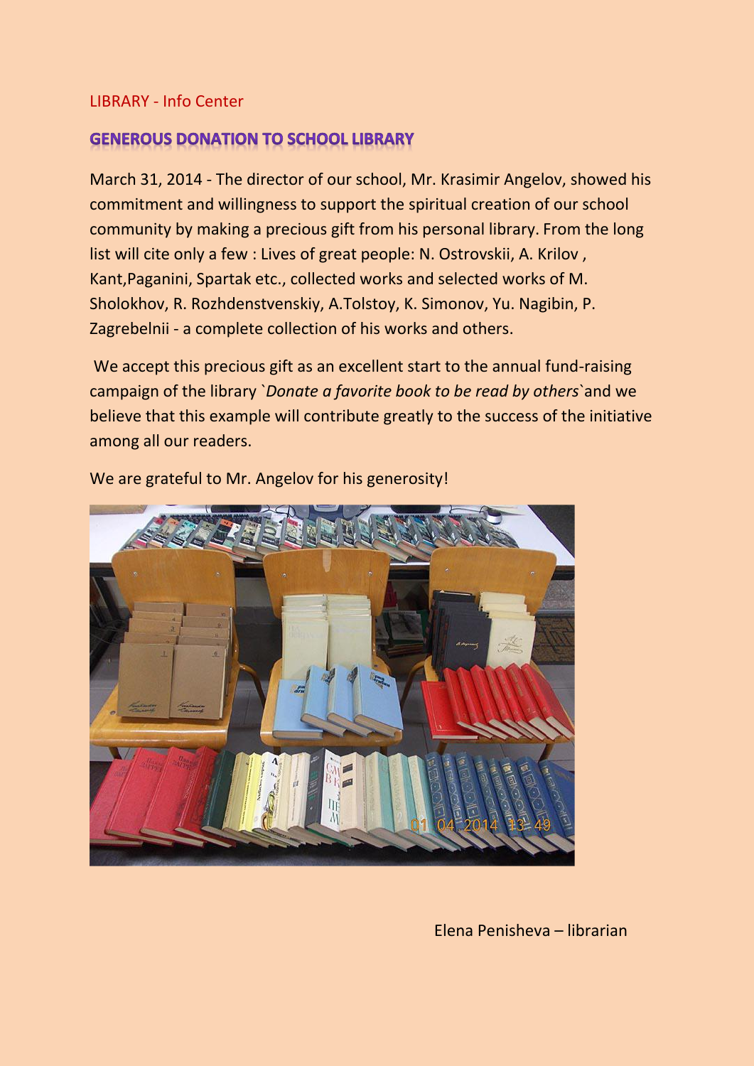LIBRARY - Info Center

## GENEROUS DONATION TO SCHOOL LIBRARY

March 31, 2014 - The director of our school, Mr. Krasimir Angelov, showed his commitment and willingness to support the spiritual creation of our school community by making a precious gift from his personal library. From the long list will cite only a few : Lives of great people: N. Ostrovskii, A. Krilov , Kant,Paganini, Spartak etc., collected works and selected works of M. Sholokhov, R. Rozhdenstvenskiy, A.Tolstoy, K. Simonov, Yu. Nagibin, P. Zagrebelnii - a complete collection of his works and others.

We accept this precious gift as an excellent start to the annual fund-raising campaign of the library `*Donate a favorite book to be read by others*`and we believe that this example will contribute greatly to the success of the initiative among all our readers.

We are grateful to Mr. Angelov for his generosity!

Elena Penisheva – librarian